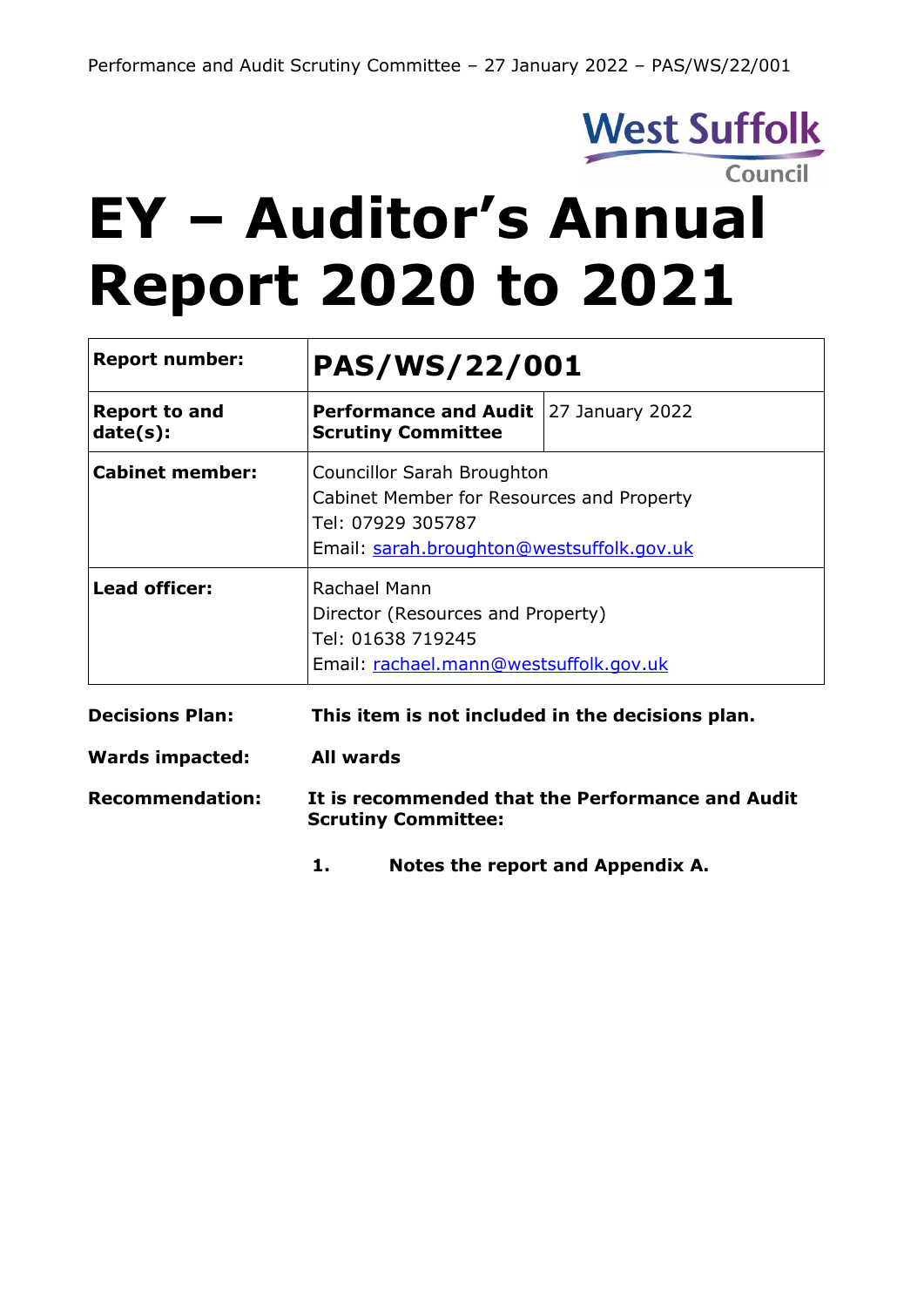West Suffolk Council

# EY – Auditor's Annual Report 2020 to 2021

| **Report number:** | **PAS/WS/22/001** | |
|---|---|---|
| **Report to and date(s):** | **Performance and Audit Scrutiny Committee** | 27 January 2022 |
| **Cabinet member:** | Councillor Sarah Broughton<br>Cabinet Member for Resources and Property<br>Tel: 07929 305787<br>Email: sarah.broughton@westsuffolk.gov.uk | |
| **Lead officer:** | Rachael Mann<br>Director (Resources and Property)<br>Tel: 01638 719245<br>Email: rachael.mann@westsuffolk.gov.uk | |

**Decisions Plan:** **This item is not included in the decisions plan.**

**Wards impacted:** **All wards**

**Recommendation:** **It is recommended that the Performance and Audit Scrutiny Committee:**

1. **Notes the report and Appendix A.**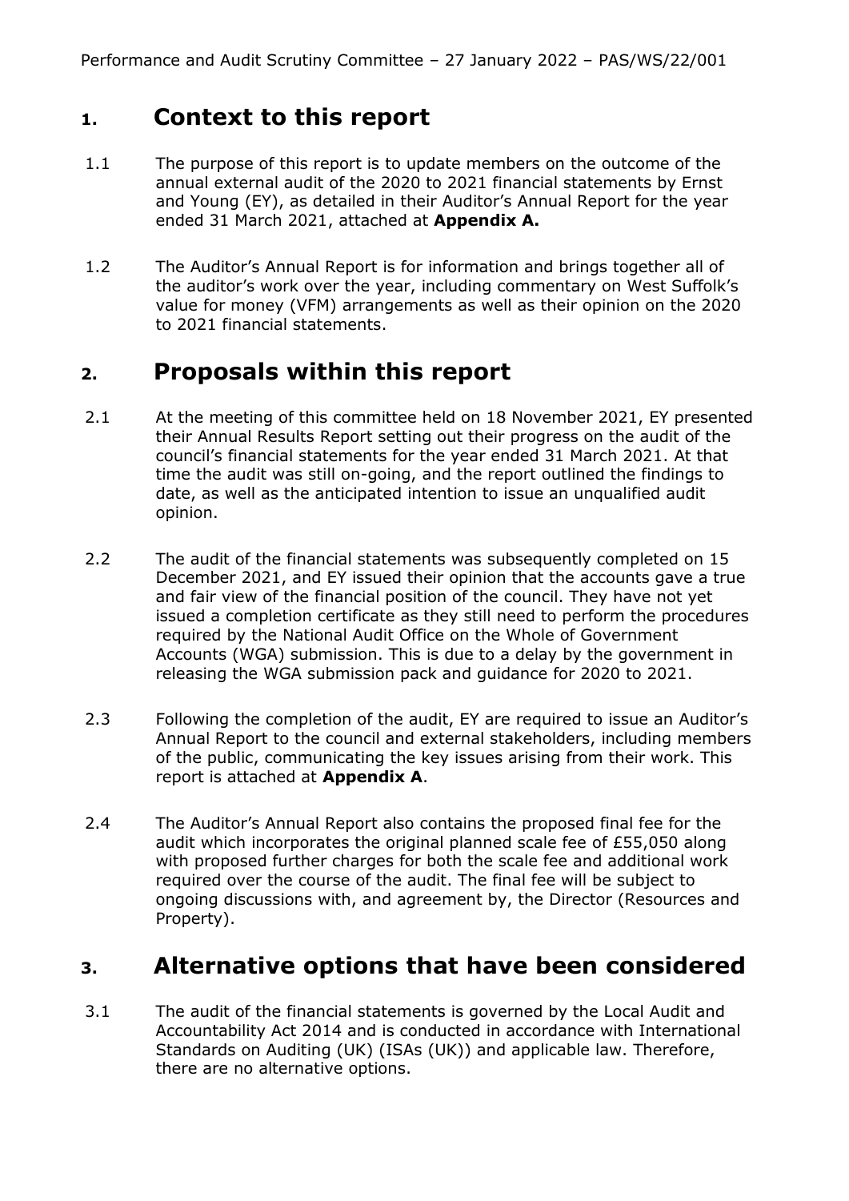## 1. Context to this report

1.1 The purpose of this report is to update members on the outcome of the annual external audit of the 2020 to 2021 financial statements by Ernst and Young (EY), as detailed in their Auditor's Annual Report for the year ended 31 March 2021, attached at **Appendix A.**

1.2 The Auditor's Annual Report is for information and brings together all of the auditor's work over the year, including commentary on West Suffolk's value for money (VFM) arrangements as well as their opinion on the 2020 to 2021 financial statements.

## 2. Proposals within this report

2.1 At the meeting of this committee held on 18 November 2021, EY presented their Annual Results Report setting out their progress on the audit of the council's financial statements for the year ended 31 March 2021. At that time the audit was still on-going, and the report outlined the findings to date, as well as the anticipated intention to issue an unqualified audit opinion.

2.2 The audit of the financial statements was subsequently completed on 15 December 2021, and EY issued their opinion that the accounts gave a true and fair view of the financial position of the council. They have not yet issued a completion certificate as they still need to perform the procedures required by the National Audit Office on the Whole of Government Accounts (WGA) submission. This is due to a delay by the government in releasing the WGA submission pack and guidance for 2020 to 2021.

2.3 Following the completion of the audit, EY are required to issue an Auditor's Annual Report to the council and external stakeholders, including members of the public, communicating the key issues arising from their work. This report is attached at **Appendix A**.

2.4 The Auditor's Annual Report also contains the proposed final fee for the audit which incorporates the original planned scale fee of £55,050 along with proposed further charges for both the scale fee and additional work required over the course of the audit. The final fee will be subject to ongoing discussions with, and agreement by, the Director (Resources and Property).

## 3. Alternative options that have been considered

3.1 The audit of the financial statements is governed by the Local Audit and Accountability Act 2014 and is conducted in accordance with International Standards on Auditing (UK) (ISAs (UK)) and applicable law. Therefore, there are no alternative options.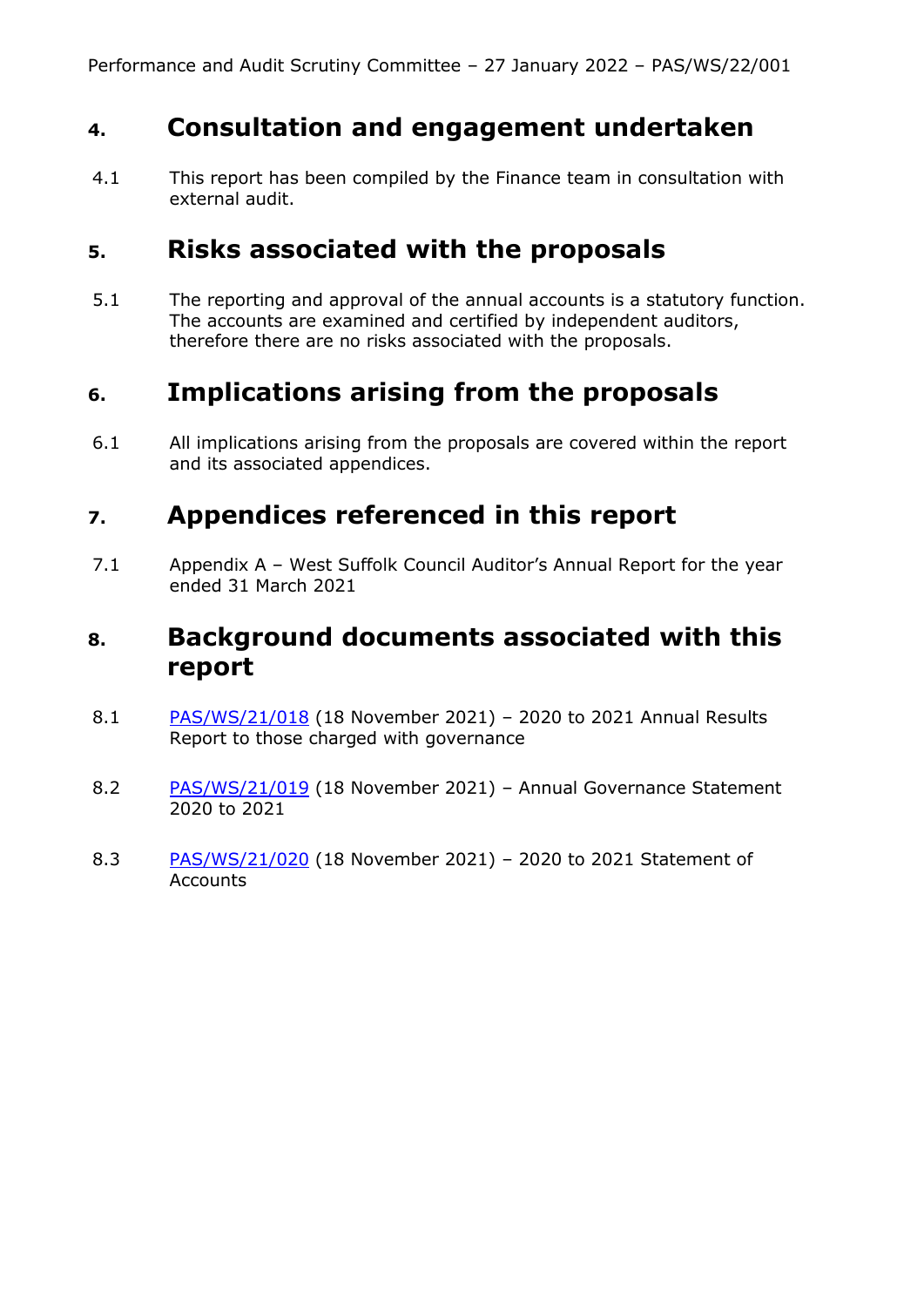## 4. Consultation and engagement undertaken

4.1 This report has been compiled by the Finance team in consultation with external audit.

## 5. Risks associated with the proposals

5.1 The reporting and approval of the annual accounts is a statutory function. The accounts are examined and certified by independent auditors, therefore there are no risks associated with the proposals.

## 6. Implications arising from the proposals

6.1 All implications arising from the proposals are covered within the report and its associated appendices.

## 7. Appendices referenced in this report

7.1 Appendix A – West Suffolk Council Auditor's Annual Report for the year ended 31 March 2021

## 8. Background documents associated with this report

8.1 PAS/WS/21/018 (18 November 2021) – 2020 to 2021 Annual Results Report to those charged with governance

8.2 PAS/WS/21/019 (18 November 2021) – Annual Governance Statement 2020 to 2021

8.3 PAS/WS/21/020 (18 November 2021) – 2020 to 2021 Statement of Accounts